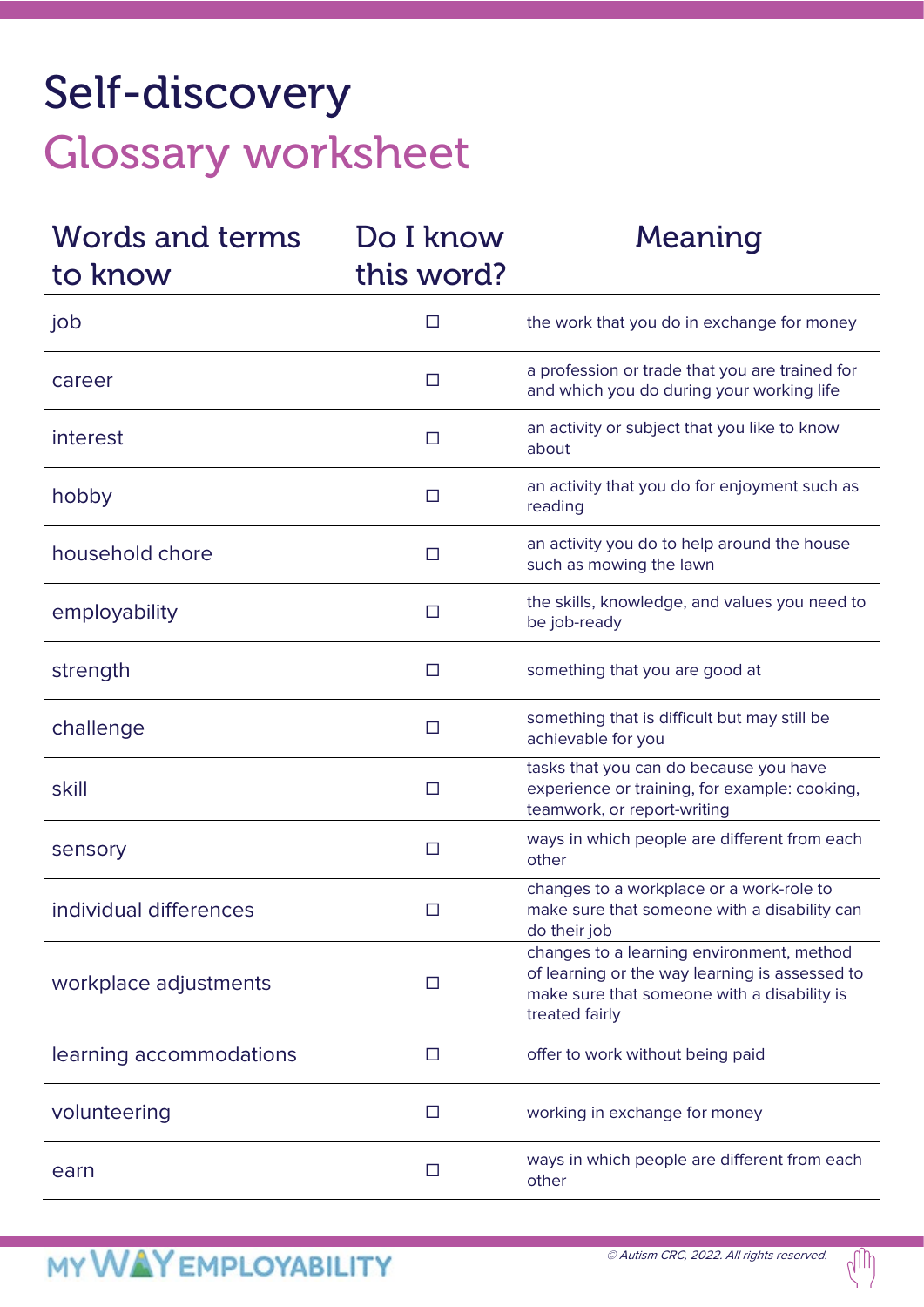# Self-discovery

## Glossary worksheet

| Words and terms to know | Do I know this word? | Meaning |
|---|---|---|
| job | ☐ | the work that you do in exchange for money |
| career | ☐ | a profession or trade that you are trained for and which you do during your working life |
| interest | ☐ | an activity or subject that you like to know about |
| hobby | ☐ | an activity that you do for enjoyment such as reading |
| household chore | ☐ | an activity you do to help around the house such as mowing the lawn |
| employability | ☐ | the skills, knowledge, and values you need to be job-ready |
| strength | ☐ | something that you are good at |
| challenge | ☐ | something that is difficult but may still be achievable for you |
| skill | ☐ | tasks that you can do because you have experience or training, for example: cooking, teamwork, or report-writing |
| sensory | ☐ | ways in which people are different from each other |
| individual differences | ☐ | changes to a workplace or a work-role to make sure that someone with a disability can do their job |
| workplace adjustments | ☐ | changes to a learning environment, method of learning or the way learning is assessed to make sure that someone with a disability is treated fairly |
| learning accommodations | ☐ | offer to work without being paid |
| volunteering | ☐ | working in exchange for money |
| earn | ☐ | ways in which people are different from each other |

MY WAY EMPLOYABILITY

*© Autism CRC, 2022. All rights reserved.*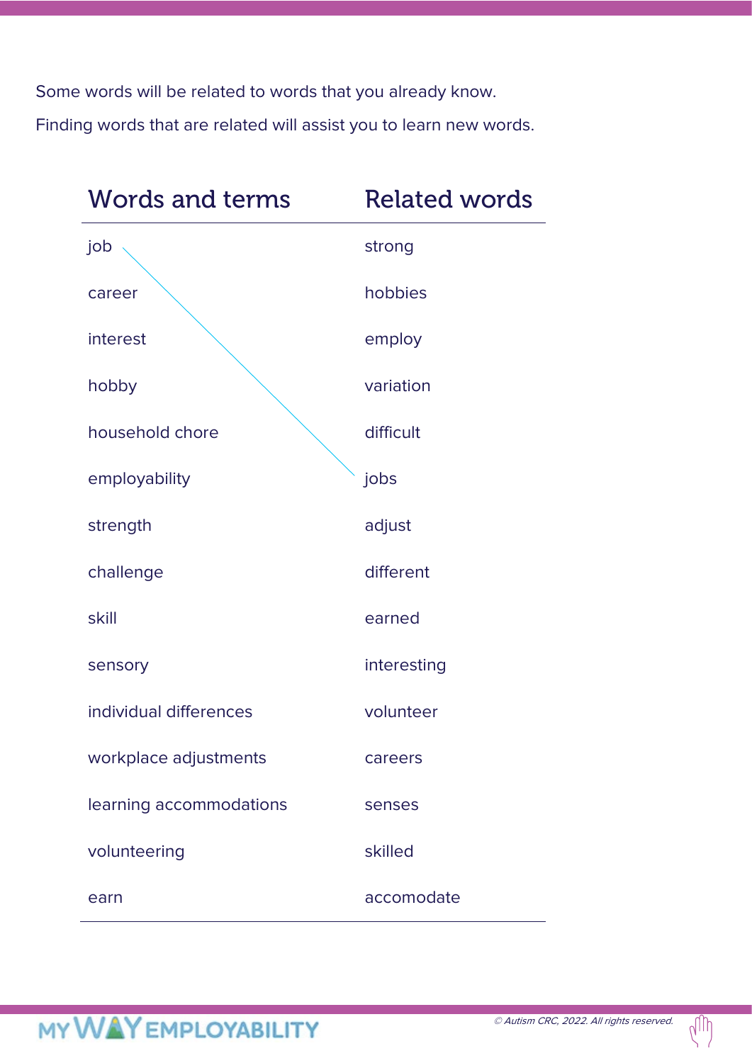Some words will be related to words that you already know.

Finding words that are related will assist you to learn new words.

| Words and terms | Related words |
| --- | --- |
| job | strong |
| career | hobbies |
| interest | employ |
| hobby | variation |
| household chore | difficult |
| employability | jobs |
| strength | adjust |
| challenge | different |
| skill | earned |
| sensory | interesting |
| individual differences | volunteer |
| workplace adjustments | careers |
| learning accommodations | senses |
| volunteering | skilled |
| earn | accomodate |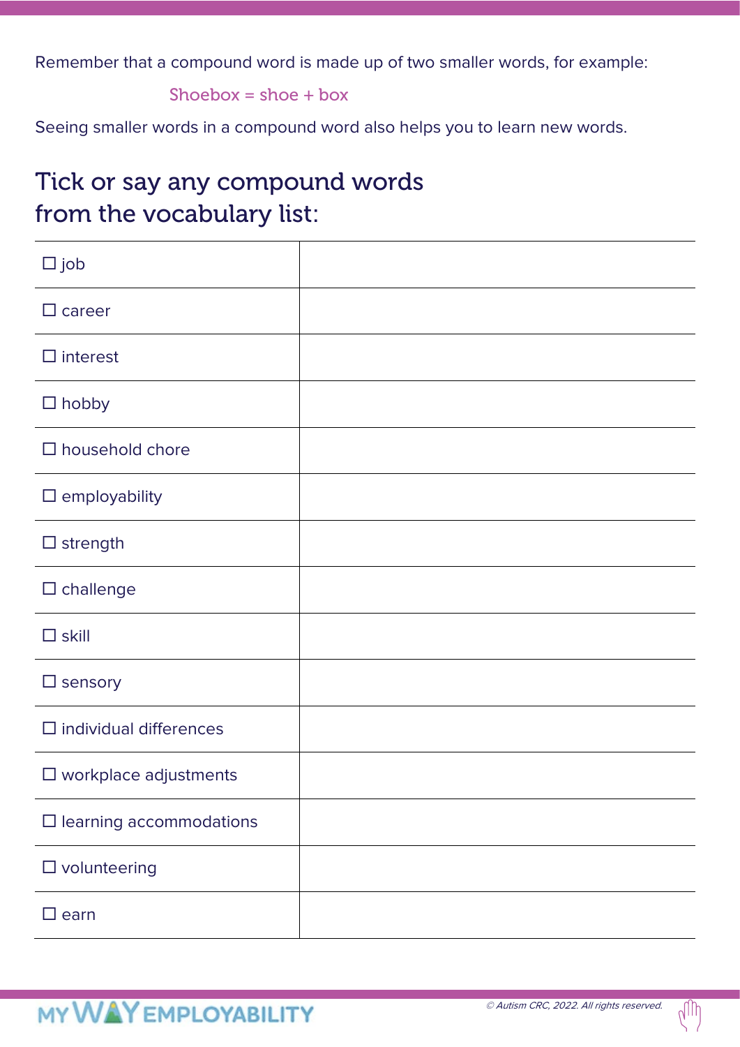Remember that a compound word is made up of two smaller words, for example:

Shoebox = shoe + box

Seeing smaller words in a compound word also helps you to learn new words.

## Tick or say any compound words from the vocabulary list:

| | |
|---|---|
| ☐ job | |
| ☐ career | |
| ☐ interest | |
| ☐ hobby | |
| ☐ household chore | |
| ☐ employability | |
| ☐ strength | |
| ☐ challenge | |
| ☐ skill | |
| ☐ sensory | |
| ☐ individual differences | |
| ☐ workplace adjustments | |
| ☐ learning accommodations | |
| ☐ volunteering | |
| ☐ earn | |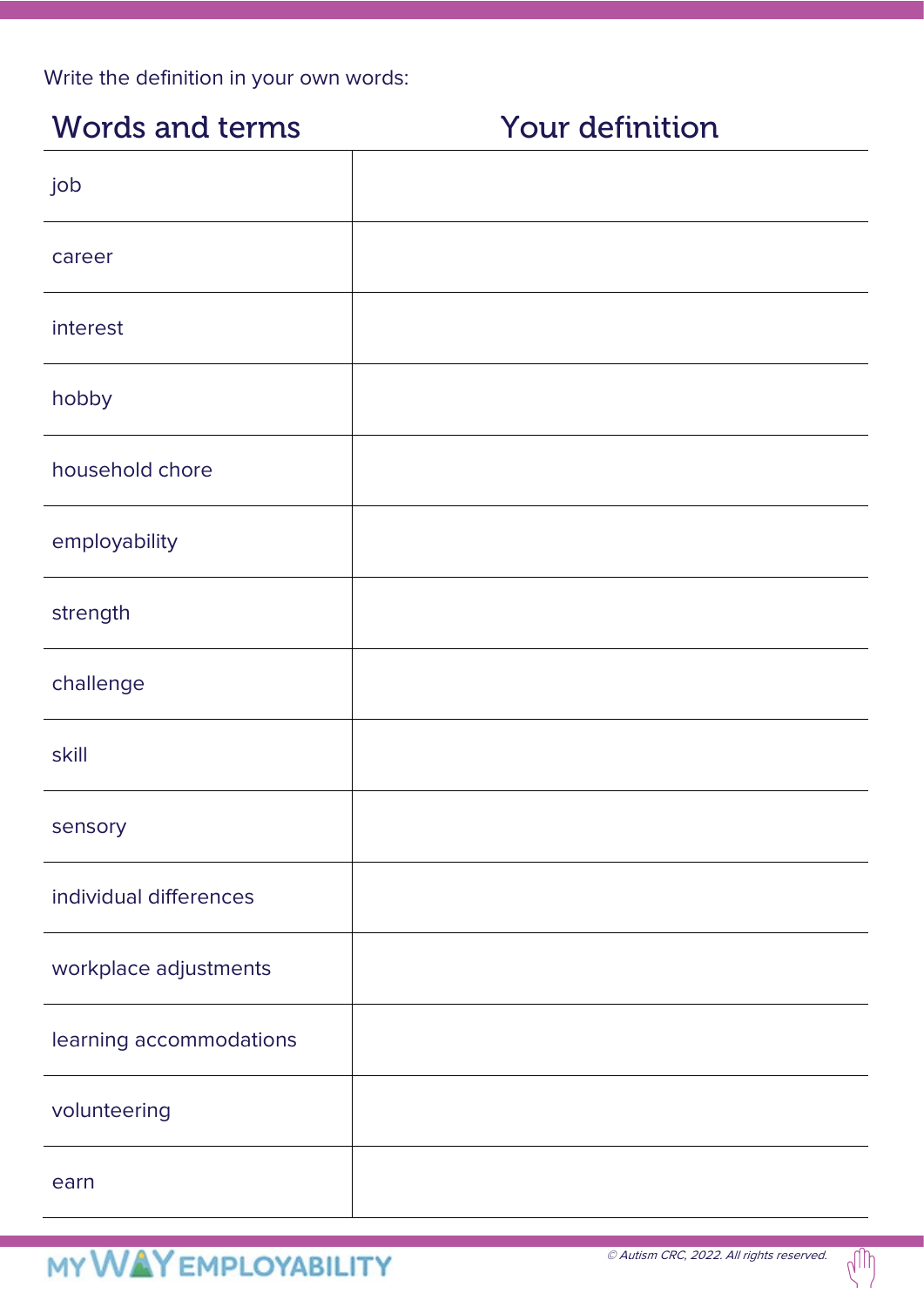Write the definition in your own words:

| Words and terms | Your definition |
| --- | --- |
| job | |
| career | |
| interest | |
| hobby | |
| household chore | |
| employability | |
| strength | |
| challenge | |
| skill | |
| sensory | |
| individual differences | |
| workplace adjustments | |
| learning accommodations | |
| volunteering | |
| earn | |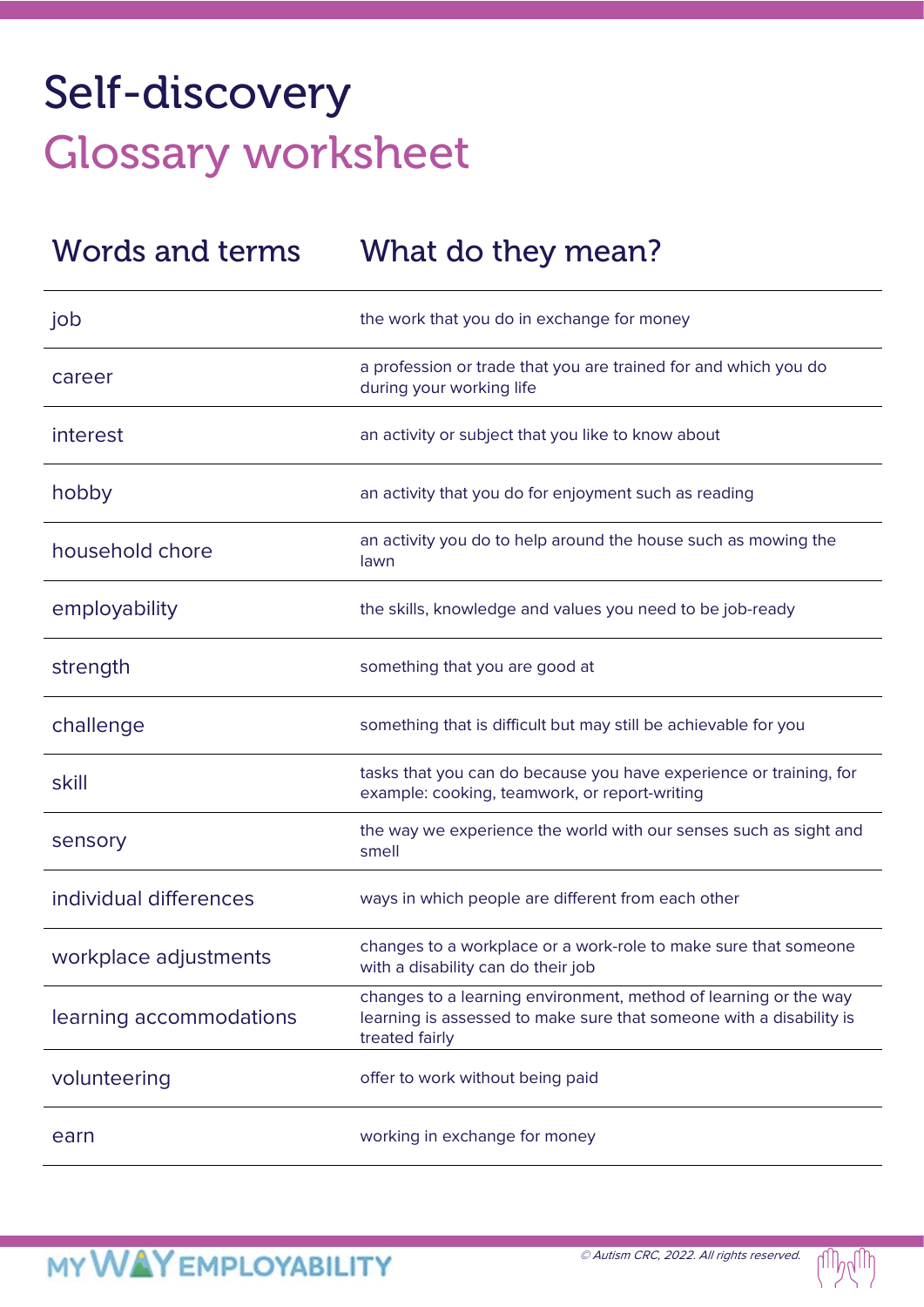# Self-discovery

## Glossary worksheet

| Words and terms | What do they mean? |
|---|---|
| job | the work that you do in exchange for money |
| career | a profession or trade that you are trained for and which you do during your working life |
| interest | an activity or subject that you like to know about |
| hobby | an activity that you do for enjoyment such as reading |
| household chore | an activity you do to help around the house such as mowing the lawn |
| employability | the skills, knowledge and values you need to be job-ready |
| strength | something that you are good at |
| challenge | something that is difficult but may still be achievable for you |
| skill | tasks that you can do because you have experience or training, for example: cooking, teamwork, or report-writing |
| sensory | the way we experience the world with our senses such as sight and smell |
| individual differences | ways in which people are different from each other |
| workplace adjustments | changes to a workplace or a work-role to make sure that someone with a disability can do their job |
| learning accommodations | changes to a learning environment, method of learning or the way learning is assessed to make sure that someone with a disability is treated fairly |
| volunteering | offer to work without being paid |
| earn | working in exchange for money |

*© Autism CRC, 2022. All rights reserved.*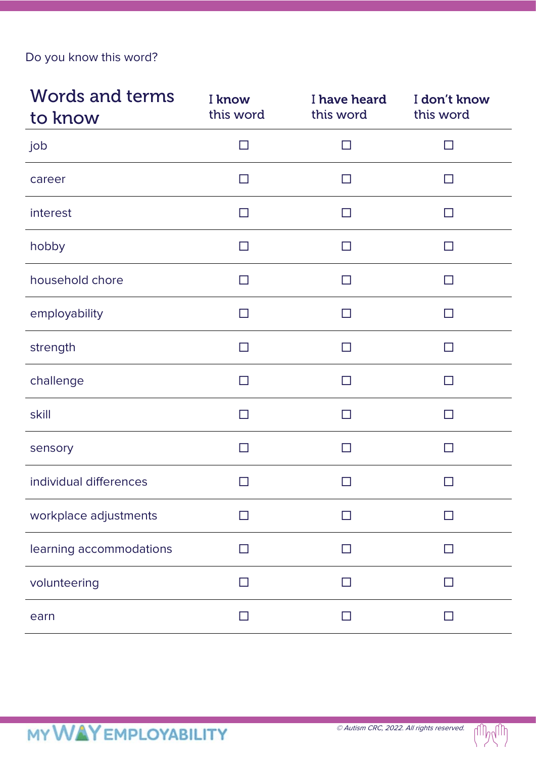Do you know this word?

| Words and terms to know | I **know** this word | I **have heard** this word | I **don't know** this word |
|---|---|---|---|
| job | ☐ | ☐ | ☐ |
| career | ☐ | ☐ | ☐ |
| interest | ☐ | ☐ | ☐ |
| hobby | ☐ | ☐ | ☐ |
| household chore | ☐ | ☐ | ☐ |
| employability | ☐ | ☐ | ☐ |
| strength | ☐ | ☐ | ☐ |
| challenge | ☐ | ☐ | ☐ |
| skill | ☐ | ☐ | ☐ |
| sensory | ☐ | ☐ | ☐ |
| individual differences | ☐ | ☐ | ☐ |
| workplace adjustments | ☐ | ☐ | ☐ |
| learning accommodations | ☐ | ☐ | ☐ |
| volunteering | ☐ | ☐ | ☐ |
| earn | ☐ | ☐ | ☐ |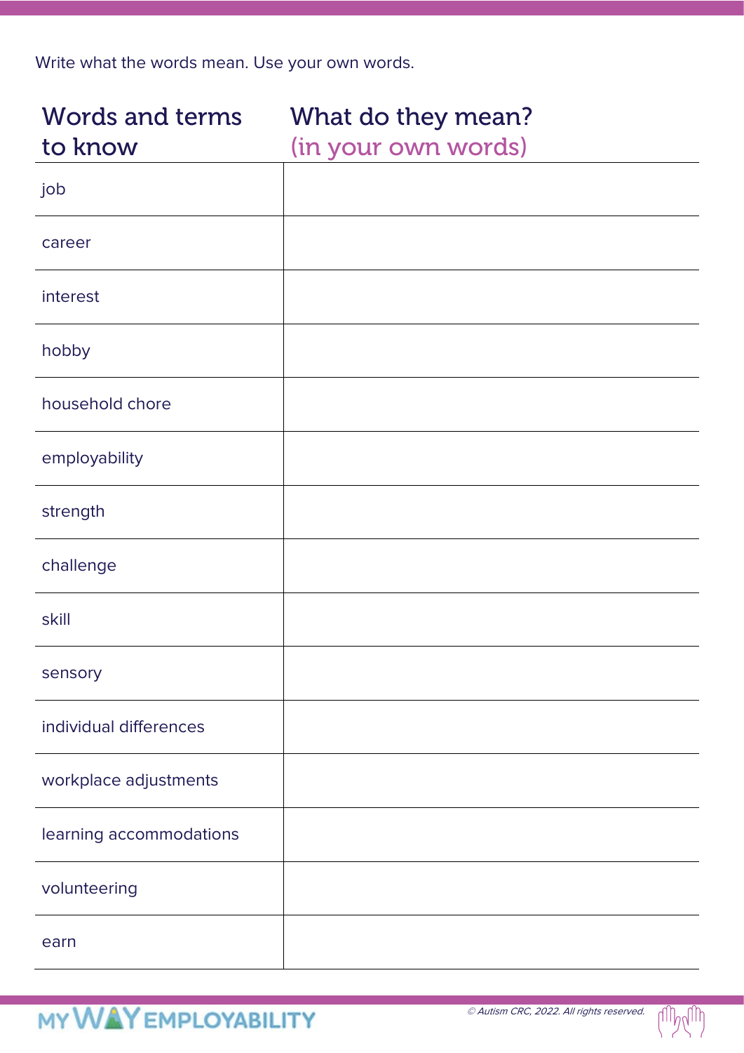Write what the words mean. Use your own words.

| Words and terms to know | What do they mean? (in your own words) |
| --- | --- |
| job | |
| career | |
| interest | |
| hobby | |
| household chore | |
| employability | |
| strength | |
| challenge | |
| skill | |
| sensory | |
| individual differences | |
| workplace adjustments | |
| learning accommodations | |
| volunteering | |
| earn | |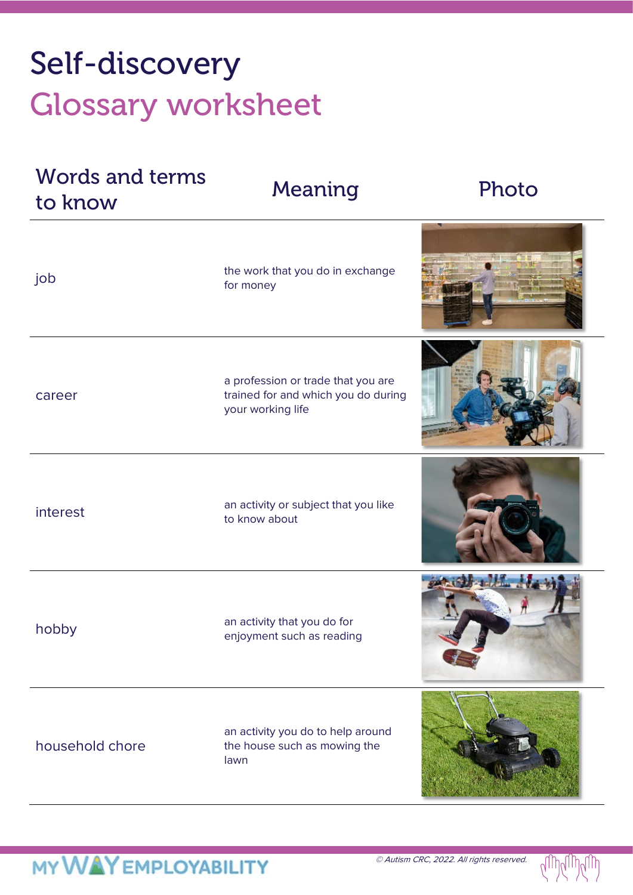# Self-discovery

## Glossary worksheet

| Words and terms to know | Meaning | Photo |
| --- | --- | --- |
| job | the work that you do in exchange for money | |
| career | a profession or trade that you are trained for and which you do during your working life | |
| interest | an activity or subject that you like to know about | |
| hobby | an activity that you do for enjoyment such as reading | |
| household chore | an activity you do to help around the house such as mowing the lawn | |

© Autism CRC, 2022. All rights reserved.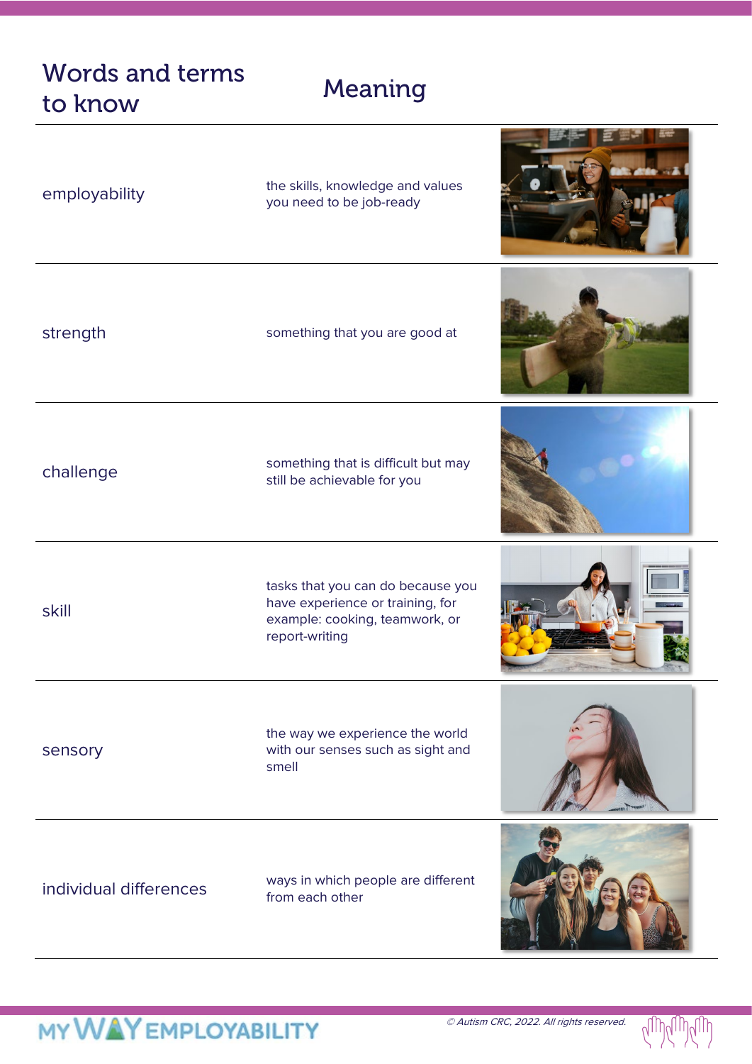| Words and terms to know | Meaning |
| --- | --- |
| employability | the skills, knowledge and values you need to be job-ready |
| strength | something that you are good at |
| challenge | something that is difficult but may still be achievable for you |
| skill | tasks that you can do because you have experience or training, for example: cooking, teamwork, or report-writing |
| sensory | the way we experience the world with our senses such as sight and smell |
| individual differences | ways in which people are different from each other |

*© Autism CRC, 2022. All rights reserved.*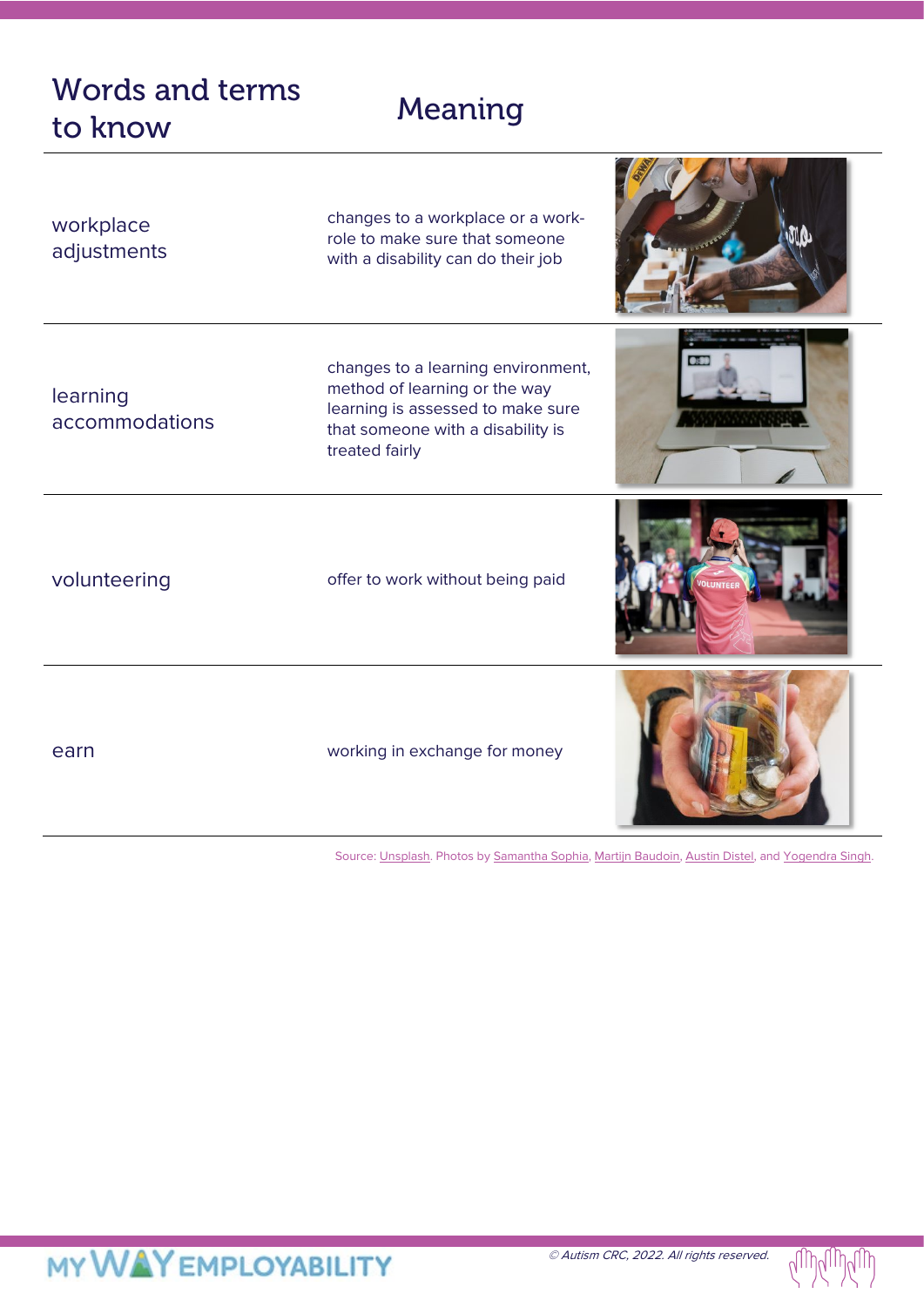| Words and terms to know | Meaning |
| --- | --- |
| workplace adjustments | changes to a workplace or a work-role to make sure that someone with a disability can do their job |
| learning accommodations | changes to a learning environment, method of learning or the way learning is assessed to make sure that someone with a disability is treated fairly |
| volunteering | offer to work without being paid |
| earn | working in exchange for money |

Source: Unsplash. Photos by Samantha Sophia, Martijn Baudoin, Austin Distel, and Yogendra Singh.

MY WAY EMPLOYABILITY

© Autism CRC, 2022. All rights reserved.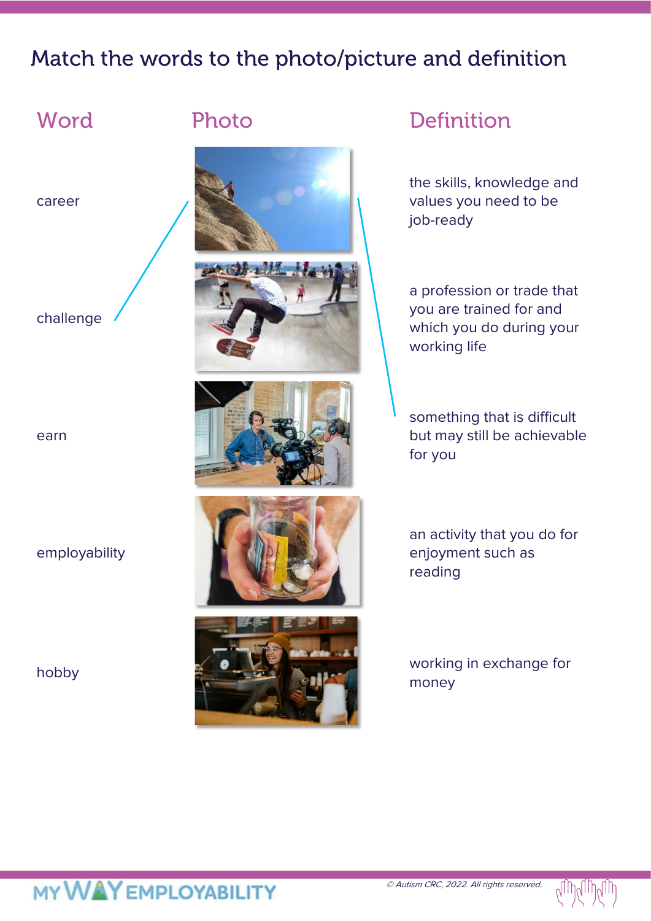# Match the words to the photo/picture and definition

| Word | Photo | Definition |
|---|---|---|
| career | | the skills, knowledge and values you need to be job-ready |
| challenge | | a profession or trade that you are trained for and which you do during your working life |
| earn | | something that is difficult but may still be achievable for you |
| employability | | an activity that you do for enjoyment such as reading |
| hobby | | working in exchange for money |

© Autism CRC, 2022. All rights reserved.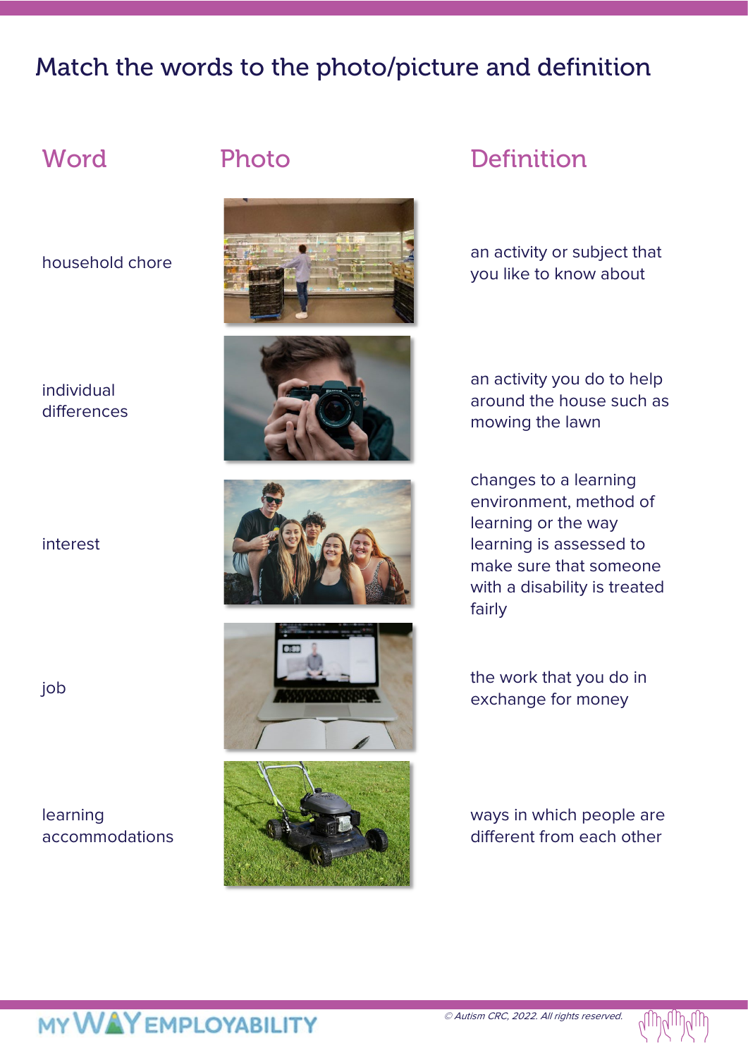# Match the words to the photo/picture and definition

| Word | Photo | Definition |
| --- | --- | --- |
| household chore | | an activity or subject that you like to know about |
| individual differences | | an activity you do to help around the house such as mowing the lawn |
| interest | | changes to a learning environment, method of learning or the way learning is assessed to make sure that someone with a disability is treated fairly |
| job | | the work that you do in exchange for money |
| learning accommodations | | ways in which people are different from each other |

*© Autism CRC, 2022. All rights reserved.*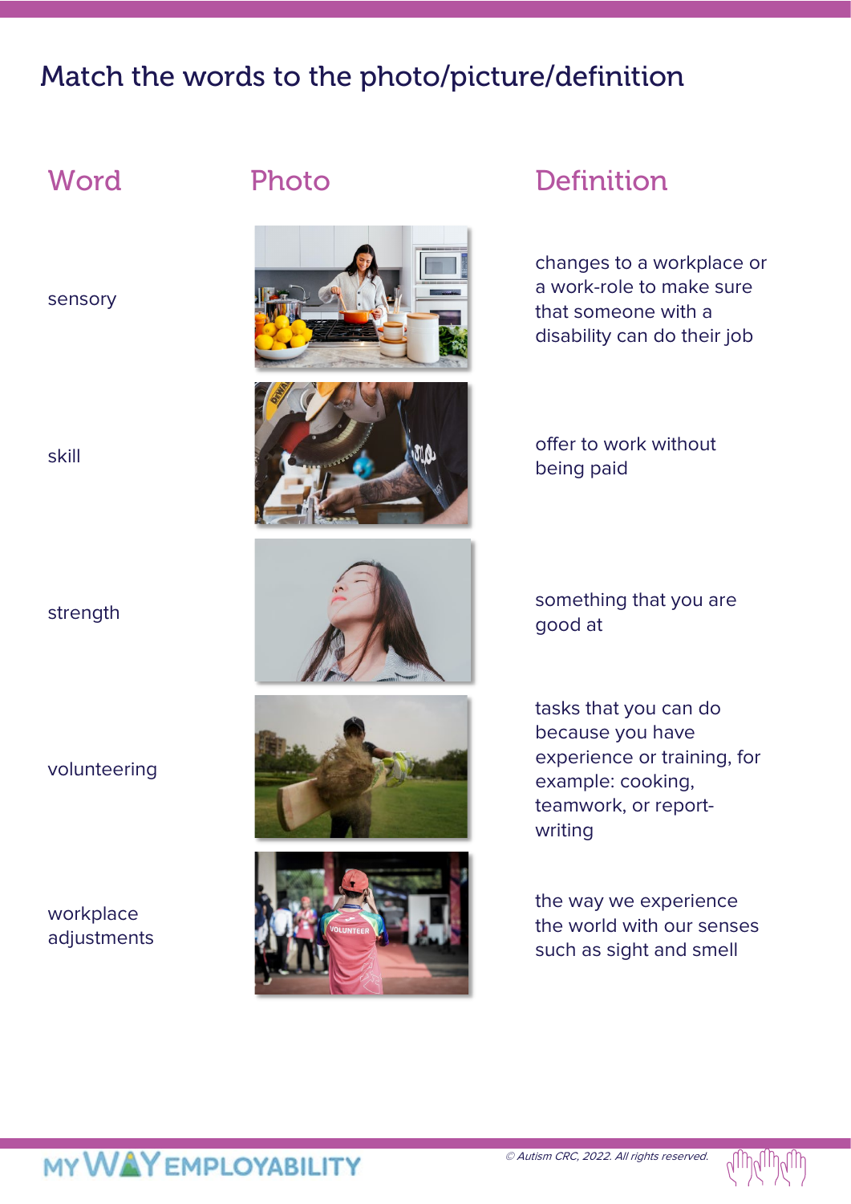# Match the words to the photo/picture/definition

| Word | Photo | Definition |
| --- | --- | --- |
| sensory | | changes to a workplace or a work-role to make sure that someone with a disability can do their job |
| skill | | offer to work without being paid |
| strength | | something that you are good at |
| volunteering | | tasks that you can do because you have experience or training, for example: cooking, teamwork, or report-writing |
| workplace adjustments | | the way we experience the world with our senses such as sight and smell |

© Autism CRC, 2022. All rights reserved.